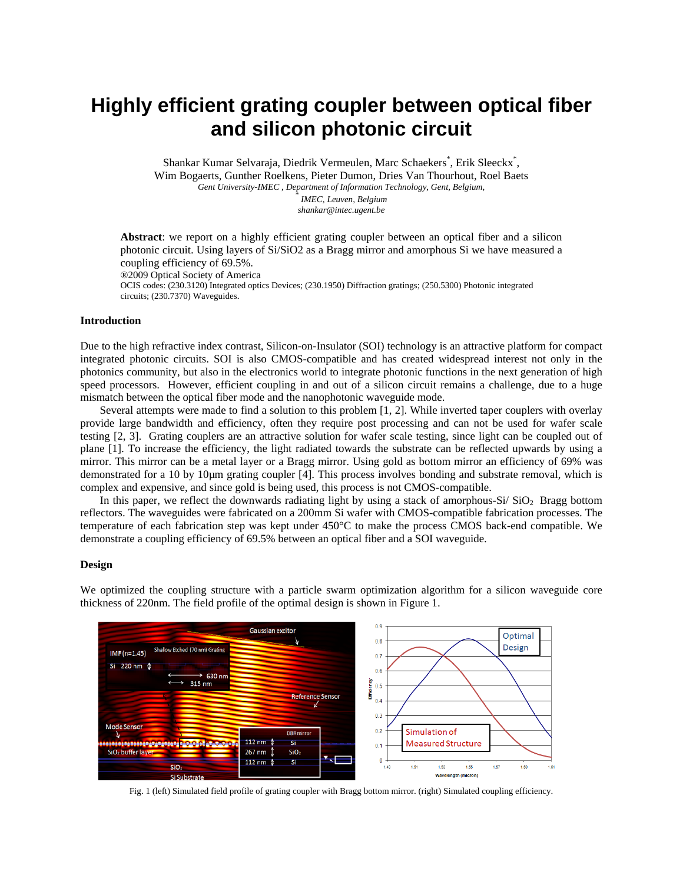# Highly efficient grating coupler between optical fiber and silicon photonic circuit

Shankar Kumar Selvaraja, Diedrik Vermeulen, Marc Schaekers*, Erik Sleeckx*, Wim Bogaerts, Gunther Roelkens, Pieter Dumon, Dries Van Thourhout, Roel Baets

*Gent University-IMEC , Department of Information Technology, Gent, Belgium,*

*\*IMEC, Leuven, Belgium*

*shankar@intec.ugent.be*

**Abstract**: we report on a highly efficient grating coupler between an optical fiber and a silicon photonic circuit. Using layers of Si/SiO2 as a Bragg mirror and amorphous Si we have measured a coupling efficiency of 69.5%.

®2009 Optical Society of America

OCIS codes: (230.3120) Integrated optics Devices; (230.1950) Diffraction gratings; (250.5300) Photonic integrated circuits; (230.7370) Waveguides.

## Introduction

Due to the high refractive index contrast, Silicon-on-Insulator (SOI) technology is an attractive platform for compact integrated photonic circuits. SOI is also CMOS-compatible and has created widespread interest not only in the photonics community, but also in the electronics world to integrate photonic functions in the next generation of high speed processors. However, efficient coupling in and out of a silicon circuit remains a challenge, due to a huge mismatch between the optical fiber mode and the nanophotonic waveguide mode.

Several attempts were made to find a solution to this problem [1, 2]. While inverted taper couplers with overlay provide large bandwidth and efficiency, often they require post processing and can not be used for wafer scale testing [2, 3]. Grating couplers are an attractive solution for wafer scale testing, since light can be coupled out of plane [1]. To increase the efficiency, the light radiated towards the substrate can be reflected upwards by using a mirror. This mirror can be a metal layer or a Bragg mirror. Using gold as bottom mirror an efficiency of 69% was demonstrated for a 10 by 10µm grating coupler [4]. This process involves bonding and substrate removal, which is complex and expensive, and since gold is being used, this process is not CMOS-compatible.

In this paper, we reflect the downwards radiating light by using a stack of amorphous-Si/ $SiO_2$ Bragg bottom reflectors. The waveguides were fabricated on a 200mm Si wafer with CMOS-compatible fabrication processes. The temperature of each fabrication step was kept under 450°C to make the process CMOS back-end compatible. We demonstrate a coupling efficiency of 69.5% between an optical fiber and a SOI waveguide.

## Design

We optimized the coupling structure with a particle swarm optimization algorithm for a silicon waveguide core thickness of 220nm. The field profile of the optimal design is shown in Figure 1.

Fig. 1 (left) Simulated field profile of grating coupler with Bragg bottom mirror. (right) Simulated coupling efficiency.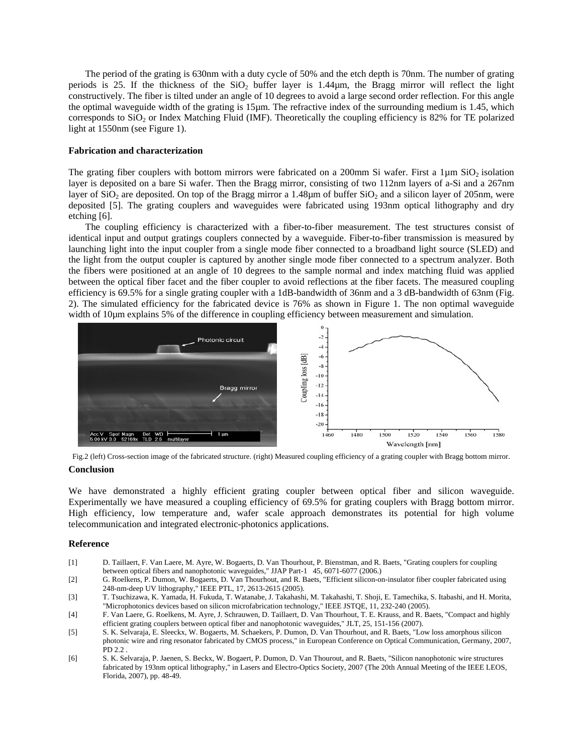The period of the grating is 630nm with a duty cycle of 50% and the etch depth is 70nm. The number of grating periods is 25. If the thickness of the $SiO_2$ buffer layer is 1.44µm, the Bragg mirror will reflect the light constructively. The fiber is tilted under an angle of 10 degrees to avoid a large second order reflection. For this angle the optimal waveguide width of the grating is 15µm. The refractive index of the surrounding medium is 1.45, which corresponds to $SiO_2$ or Index Matching Fluid (IMF). Theoretically the coupling efficiency is 82% for TE polarized light at 1550nm (see Figure 1).

**Fabrication and characterization**

The grating fiber couplers with bottom mirrors were fabricated on a 200mm Si wafer. First a 1µm $SiO_2$ isolation layer is deposited on a bare Si wafer. Then the Bragg mirror, consisting of two 112nm layers of a-Si and a 267nm layer of $SiO_2$ are deposited. On top of the Bragg mirror a 1.48µm of buffer $SiO_2$ and a silicon layer of 205nm, were deposited [5]. The grating couplers and waveguides were fabricated using 193nm optical lithography and dry etching [6].

The coupling efficiency is characterized with a fiber-to-fiber measurement. The test structures consist of identical input and output gratings couplers connected by a waveguide. Fiber-to-fiber transmission is measured by launching light into the input coupler from a single mode fiber connected to a broadband light source (SLED) and the light from the output coupler is captured by another single mode fiber connected to a spectrum analyzer. Both the fibers were positioned at an angle of 10 degrees to the sample normal and index matching fluid was applied between the optical fiber facet and the fiber coupler to avoid reflections at the fiber facets. The measured coupling efficiency is 69.5% for a single grating coupler with a 1dB-bandwidth of 36nm and a 3 dB-bandwidth of 63nm (Fig. 2). The simulated efficiency for the fabricated device is 76% as shown in Figure 1. The non optimal waveguide width of 10µm explains 5% of the difference in coupling efficiency between measurement and simulation.

Photonic circuit

Bragg mirror

Acc.V Spot Magn Det WD 1 µm
5.00 kV 3.0 52169x TLD 2.6 multilayer

Coupling loss [dB]

0, -2, -4, -6, -8, -10, -12, -14, -16, -18, -20

1460, 1480, 1500, 1520, 1540, 1560, 1580

Wavelength [nm]

Fig.2 (left) Cross-section image of the fabricated structure. (right) Measured coupling efficiency of a grating coupler with Bragg bottom mirror.

**Conclusion**

We have demonstrated a highly efficient grating coupler between optical fiber and silicon waveguide. Experimentally we have measured a coupling efficiency of 69.5% for grating couplers with Bragg bottom mirror. High efficiency, low temperature and, wafer scale approach demonstrates its potential for high volume telecommunication and integrated electronic-photonics applications.

**Reference**

[1] D. Taillaert, F. Van Laere, M. Ayre, W. Bogaerts, D. Van Thourhout, P. Bienstman, and R. Baets, "Grating couplers for coupling between optical fibers and nanophotonic waveguides," JJAP Part-1 45, 6071-6077 (2006.)

[2] G. Roelkens, P. Dumon, W. Bogaerts, D. Van Thourhout, and R. Baets, "Efficient silicon-on-insulator fiber coupler fabricated using 248-nm-deep UV lithography," IEEE PTL, 17, 2613-2615 (2005).

[3] T. Tsuchizawa, K. Yamada, H. Fukuda, T. Watanabe, J. Takahashi, M. Takahashi, T. Shoji, E. Tamechika, S. Itabashi, and H. Morita, "Microphotonics devices based on silicon microfabrication technology," IEEE JSTQE, 11, 232-240 (2005).

[4] F. Van Laere, G. Roelkens, M. Ayre, J. Schrauwen, D. Taillaert, D. Van Thourhout, T. E. Krauss, and R. Baets, "Compact and highly efficient grating couplers between optical fiber and nanophotonic waveguides," JLT, 25, 151-156 (2007).

[5] S. K. Selvaraja, E. Sleeckx, W. Bogaerts, M. Schaekers, P. Dumon, D. Van Thourhout, and R. Baets, "Low loss amorphous silicon photonic wire and ring resonator fabricated by CMOS process," in European Conference on Optical Communication, Germany, 2007, PD 2.2 .

[6] S. K. Selvaraja, P. Jaenen, S. Beckx, W. Bogaert, P. Dumon, D. Van Thourout, and R. Baets, "Silicon nanophotonic wire structures fabricated by 193nm optical lithography," in Lasers and Electro-Optics Society, 2007 (The 20th Annual Meeting of the IEEE LEOS, Florida, 2007), pp. 48-49.